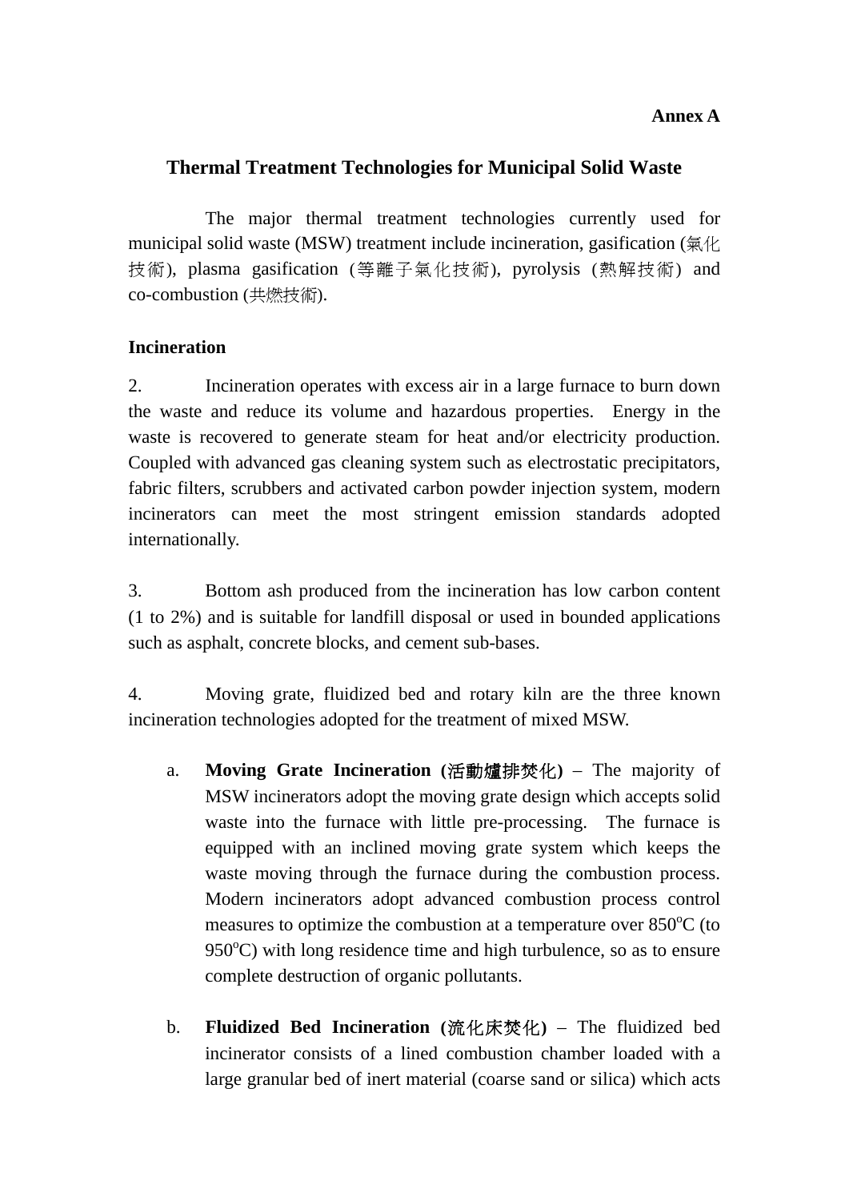**Annex A**

# Thermal Treatment Technologies for Municipal Solid Waste

The major thermal treatment technologies currently used for municipal solid waste (MSW) treatment include incineration, gasification (氣化技術), plasma gasification (等離子氣化技術), pyrolysis (熱解技術) and co-combustion (共燃技術).

## Incineration

2. Incineration operates with excess air in a large furnace to burn down the waste and reduce its volume and hazardous properties. Energy in the waste is recovered to generate steam for heat and/or electricity production. Coupled with advanced gas cleaning system such as electrostatic precipitators, fabric filters, scrubbers and activated carbon powder injection system, modern incinerators can meet the most stringent emission standards adopted internationally.

3. Bottom ash produced from the incineration has low carbon content (1 to 2%) and is suitable for landfill disposal or used in bounded applications such as asphalt, concrete blocks, and cement sub-bases.

4. Moving grate, fluidized bed and rotary kiln are the three known incineration technologies adopted for the treatment of mixed MSW.

a. **Moving Grate Incineration (活動爐排焚化)** – The majority of MSW incinerators adopt the moving grate design which accepts solid waste into the furnace with little pre-processing. The furnace is equipped with an inclined moving grate system which keeps the waste moving through the furnace during the combustion process. Modern incinerators adopt advanced combustion process control measures to optimize the combustion at a temperature over 850$^{o}$C (to 950$^{o}$C) with long residence time and high turbulence, so as to ensure complete destruction of organic pollutants.

b. **Fluidized Bed Incineration (流化床焚化)** – The fluidized bed incinerator consists of a lined combustion chamber loaded with a large granular bed of inert material (coarse sand or silica) which acts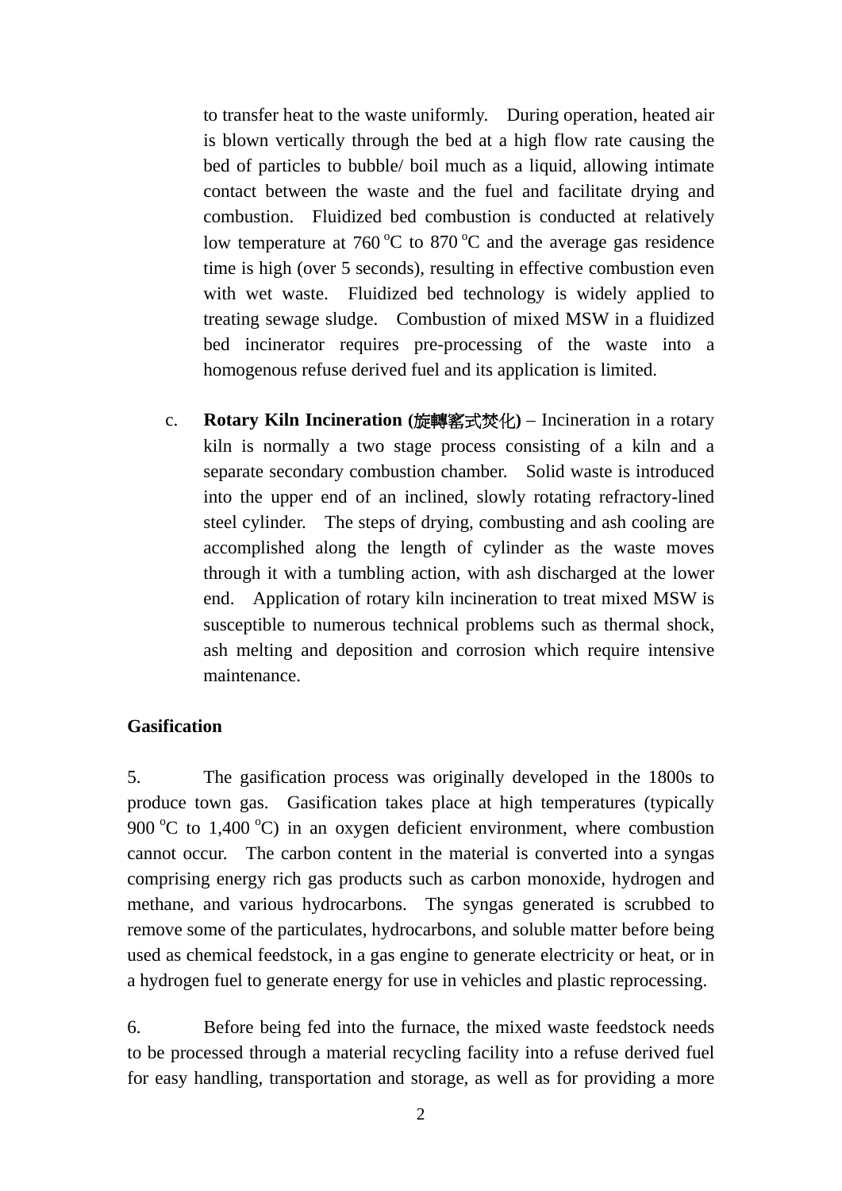to transfer heat to the waste uniformly. During operation, heated air is blown vertically through the bed at a high flow rate causing the bed of particles to bubble/ boil much as a liquid, allowing intimate contact between the waste and the fuel and facilitate drying and combustion. Fluidized bed combustion is conducted at relatively low temperature at 760 $^{o}$C to 870 $^{o}$C and the average gas residence time is high (over 5 seconds), resulting in effective combustion even with wet waste. Fluidized bed technology is widely applied to treating sewage sludge. Combustion of mixed MSW in a fluidized bed incinerator requires pre-processing of the waste into a homogenous refuse derived fuel and its application is limited.

c. **Rotary Kiln Incineration (旋轉窰式焚化)** – Incineration in a rotary kiln is normally a two stage process consisting of a kiln and a separate secondary combustion chamber. Solid waste is introduced into the upper end of an inclined, slowly rotating refractory-lined steel cylinder. The steps of drying, combusting and ash cooling are accomplished along the length of cylinder as the waste moves through it with a tumbling action, with ash discharged at the lower end. Application of rotary kiln incineration to treat mixed MSW is susceptible to numerous technical problems such as thermal shock, ash melting and deposition and corrosion which require intensive maintenance.

**Gasification**

5. The gasification process was originally developed in the 1800s to produce town gas. Gasification takes place at high temperatures (typically 900 $^{o}$C to 1,400 $^{o}$C) in an oxygen deficient environment, where combustion cannot occur. The carbon content in the material is converted into a syngas comprising energy rich gas products such as carbon monoxide, hydrogen and methane, and various hydrocarbons. The syngas generated is scrubbed to remove some of the particulates, hydrocarbons, and soluble matter before being used as chemical feedstock, in a gas engine to generate electricity or heat, or in a hydrogen fuel to generate energy for use in vehicles and plastic reprocessing.

6. Before being fed into the furnace, the mixed waste feedstock needs to be processed through a material recycling facility into a refuse derived fuel for easy handling, transportation and storage, as well as for providing a more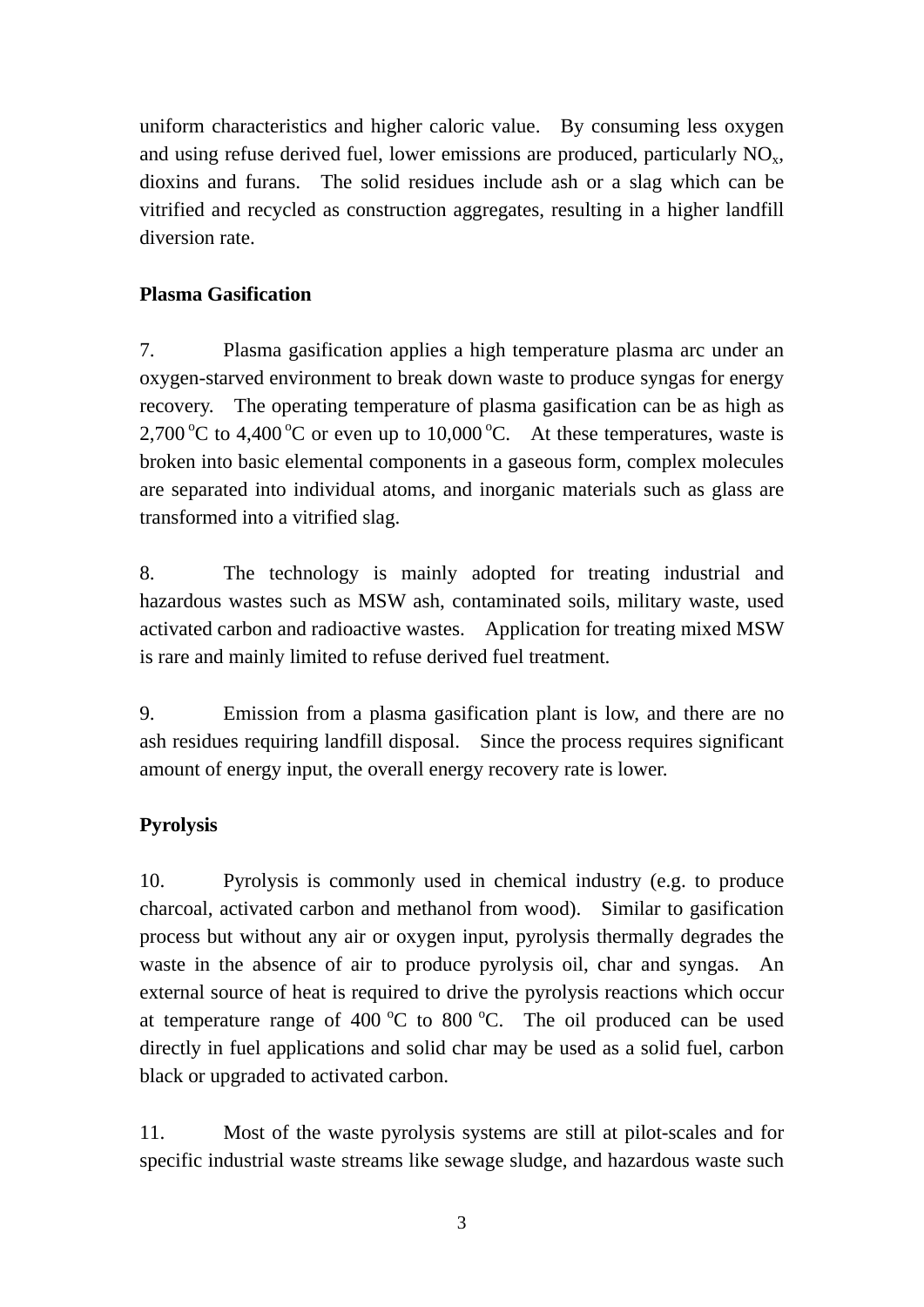uniform characteristics and higher caloric value. By consuming less oxygen and using refuse derived fuel, lower emissions are produced, particularly $NO_x$, dioxins and furans. The solid residues include ash or a slag which can be vitrified and recycled as construction aggregates, resulting in a higher landfill diversion rate.

**Plasma Gasification**

7. Plasma gasification applies a high temperature plasma arc under an oxygen-starved environment to break down waste to produce syngas for energy recovery. The operating temperature of plasma gasification can be as high as 2,700 $^{o}$C to 4,400 $^{o}$C or even up to 10,000 $^{o}$C. At these temperatures, waste is broken into basic elemental components in a gaseous form, complex molecules are separated into individual atoms, and inorganic materials such as glass are transformed into a vitrified slag.

8. The technology is mainly adopted for treating industrial and hazardous wastes such as MSW ash, contaminated soils, military waste, used activated carbon and radioactive wastes. Application for treating mixed MSW is rare and mainly limited to refuse derived fuel treatment.

9. Emission from a plasma gasification plant is low, and there are no ash residues requiring landfill disposal. Since the process requires significant amount of energy input, the overall energy recovery rate is lower.

**Pyrolysis**

10. Pyrolysis is commonly used in chemical industry (e.g. to produce charcoal, activated carbon and methanol from wood). Similar to gasification process but without any air or oxygen input, pyrolysis thermally degrades the waste in the absence of air to produce pyrolysis oil, char and syngas. An external source of heat is required to drive the pyrolysis reactions which occur at temperature range of 400 $^{o}$C to 800 $^{o}$C. The oil produced can be used directly in fuel applications and solid char may be used as a solid fuel, carbon black or upgraded to activated carbon.

11. Most of the waste pyrolysis systems are still at pilot-scales and for specific industrial waste streams like sewage sludge, and hazardous waste such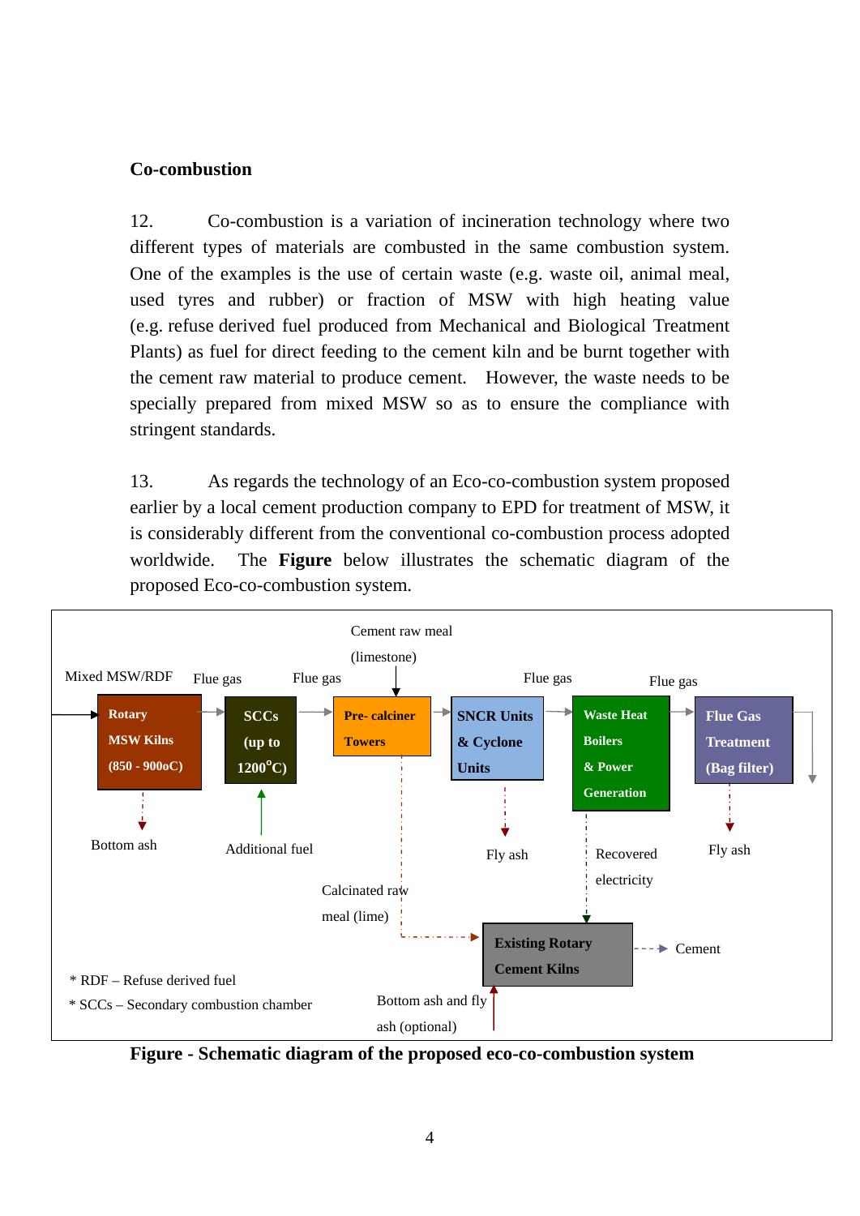## Co-combustion

12. Co-combustion is a variation of incineration technology where two different types of materials are combusted in the same combustion system. One of the examples is the use of certain waste (e.g. waste oil, animal meal, used tyres and rubber) or fraction of MSW with high heating value (e.g. refuse derived fuel produced from Mechanical and Biological Treatment Plants) as fuel for direct feeding to the cement kiln and be burnt together with the cement raw material to produce cement. However, the waste needs to be specially prepared from mixed MSW so as to ensure the compliance with stringent standards.

13. As regards the technology of an Eco-co-combustion system proposed earlier by a local cement production company to EPD for treatment of MSW, it is considerably different from the conventional co-combustion process adopted worldwide. The **Figure** below illustrates the schematic diagram of the proposed Eco-co-combustion system.

Cement raw meal (limestone)

Mixed MSW/RDF

Flue gas

Flue gas

Flue gas

Flue gas

Rotary MSW Kilns (850 - 900oC)

SCCs (up to 1200°C)

Pre- calciner Towers

SNCR Units & Cyclone Units

Waste Heat Boilers & Power Generation

Flue Gas Treatment (Bag filter)

Bottom ash

Additional fuel

Fly ash

Recovered electricity

Fly ash

Calcinated raw meal (lime)

Existing Rotary Cement Kilns

Cement

Bottom ash and fly ash (optional)

\* RDF – Refuse derived fuel

\* SCCs – Secondary combustion chamber

**Figure - Schematic diagram of the proposed eco-co-combustion system**